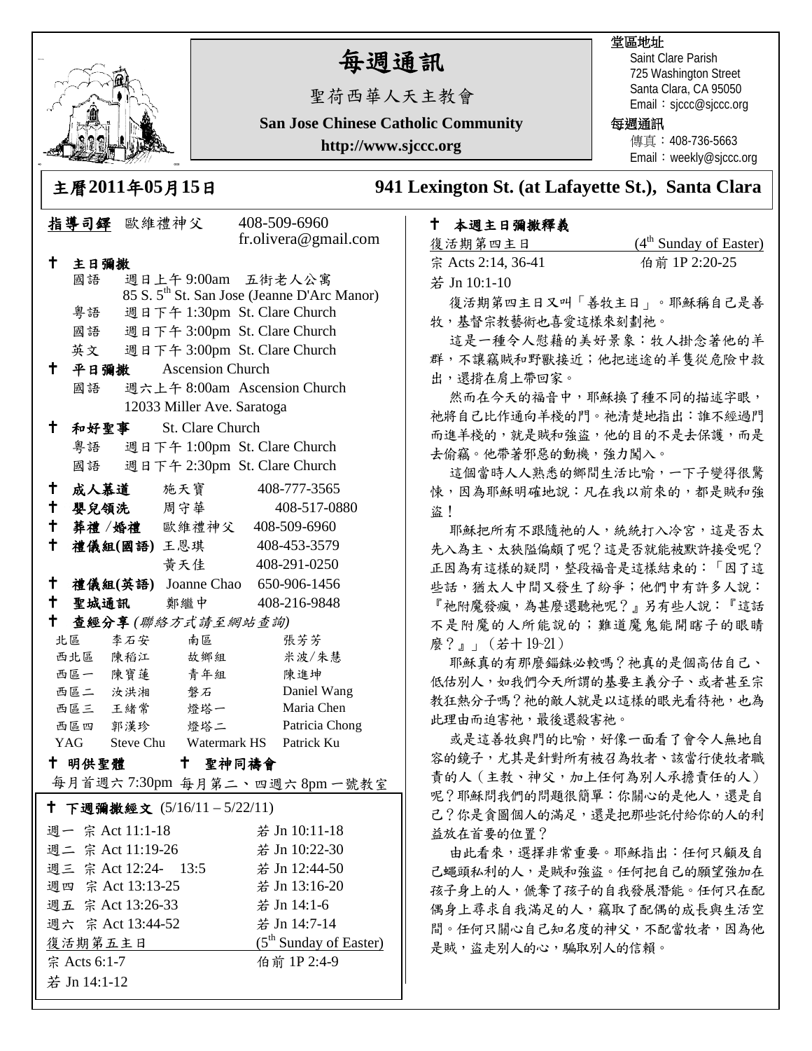# 每週通訊

聖荷西華人天主教會

**San Jose Chinese Catholic Community**

**http://www.sjccc.org**

堂區地址

Saint Clare Parish
725 Washington Street
Santa Clara, CA 95050
Email：sjccc@sjccc.org

每週通訊

傳真：408-736-5663
Email：weekly@sjccc.org

## 主曆2011年05月15日 941 Lexington St. (at Lafayette St.), Santa Clara

**指導司鐸** 歐維禮神父 408-509-6960 fr.olivera@gmail.com

**✝ 主日彌撒**

- 國語 週日上午 9:00am 五街老人公寓 85 S. 5th St. San Jose (Jeanne D'Arc Manor)
- 粵語 週日下午 1:30pm St. Clare Church
- 國語 週日下午 3:00pm St. Clare Church
- 英文 週日下午 3:00pm St. Clare Church

**✝ 平日彌撒** Ascension Church

- 國語 週六上午 8:00am Ascension Church 12033 Miller Ave. Saratoga

**✝ 和好聖事** St. Clare Church

- 粵語 週日下午 1:00pm St. Clare Church
- 國語 週日下午 2:30pm St. Clare Church

**✝ 成人慕道** 施天寶 408-777-3565

**✝ 嬰兒領洗** 周守華 408-517-0880

**✝ 葬禮 /婚禮** 歐維禮神父 408-509-6960

**✝ 禮儀組(國語)** 王恩琪 408-453-3579；黃天佳 408-291-0250

**✝ 禮儀組(英語)** Joanne Chao 650-906-1456

**✝ 聖城通訊** 鄭繼中 408-216-9848

**✝ 查經分享** *(聯絡方式請至網站查詢)*

| | | | |
|---|---|---|---|
| 北區 | 李石安 | 南區 | 張芳芳 |
| 西北區 | 陳稻江 | 故鄉組 | 米波/朱慧 |
| 西區一 | 陳寶蓮 | 青年組 | 陳進坤 |
| 西區二 | 汝洪湘 | 磐石 | Daniel Wang |
| 西區三 | 王緒常 | 燈塔一 | Maria Chen |
| 西區四 | 郭漢珍 | 燈塔二 | Patricia Chong |
| YAG | Steve Chu | Watermark HS | Patrick Ku |

**✝ 明供聖體 ✝ 聖神同禱會**

每月首週六 7:30pm 每月第二、四週六 8pm 一號教室

**✝ 下週彌撒經文** (5/16/11 – 5/22/11)

| | |
|---|---|
| 週一 宗 Act 11:1-18 | 若 Jn 10:11-18 |
| 週二 宗 Act 11:19-26 | 若 Jn 10:22-30 |
| 週三 宗 Act 12:24- 13:5 | 若 Jn 12:44-50 |
| 週四 宗 Act 13:13-25 | 若 Jn 13:16-20 |
| 週五 宗 Act 13:26-33 | 若 Jn 14:1-6 |
| 週六 宗 Act 13:44-52 | 若 Jn 14:7-14 |
| 復活期第五主日 | (5th Sunday of Easter) |
| 宗 Acts 6:1-7 | 伯前 1P 2:4-9 |
| 若 Jn 14:1-12 | |

**✝ 本週主日彌撒釋義**

復活期第四主日 (4th Sunday of Easter)

宗 Acts 2:14, 36-41 伯前 1P 2:20-25

若 Jn 10:1-10

復活期第四主日又叫「善牧主日」。耶穌稱自己是善牧，基督宗教藝術也喜愛這樣來刻劃祂。

這是一種令人慰藉的美好景象：牧人掛念著他的羊群，不讓竊賊和野獸接近；他把迷途的羊隻從危險中救出，還揹在肩上帶回家。

然而在今天的福音中，耶穌換了種不同的描述字眼，祂將自己比作通向羊棧的門。祂清楚地指出：誰不經過門而進羊棧的，就是賊和強盜，他的目的不是去保護，而是去偷竊。他帶著邪惡的動機，強力闖入。

這個當時人人熟悉的鄉間生活比喻，一下子變得很驚悚，因為耶穌明確地說：凡在我以前來的，都是賊和強盜！

耶穌把所有不跟隨祂的人，統統打入冷宮，這是否太先入為主、太狹隘偏頗了呢？這是否就能被默許接受呢？正因為有這樣的疑問，整段福音是這樣結束的：「因了這些話，猶太人中間又發生了紛爭；他們中有許多人說：『祂附魔發瘋，為甚麼還聽祂呢？』另有些人說：『這話不是附魔的人所能說的；難道魔鬼能開瞎子的眼睛麼？』」（若十 19~21）

耶穌真的有那麼錙銖必較嗎？祂真的是個高估自己、低估別人，如我們今天所謂的基要主義分子、或者甚至宗教狂熱分子嗎？祂的敵人就是以這樣的眼光看待祂，也為此理由而迫害祂，最後還殺害祂。

或是這善牧與門的比喻，好像一面看了會令人無地自容的鏡子，尤其是針對所有被召為牧者、該當行使牧者職責的人（主教、神父，加上任何為別人承擔責任的人）呢？耶穌問我們的問題很簡單：你關心的是他人，還是自己？你是貪圖個人的滿足，還是把那些託付給你的人的利益放在首要的位置？

由此看來，選擇非常重要。耶穌指出：任何只顧及自己蠅頭私利的人，是賊和強盜。任何把自己的願望強加在孩子身上的人，僥奪了孩子的自我發展潛能。任何只在配偶身上尋求自我滿足的人，竊取了配偶的成長與生活空間。任何只關心自己知名度的神父，不配當牧者，因為他是賊，盜走別人的心，騙取別人的信賴。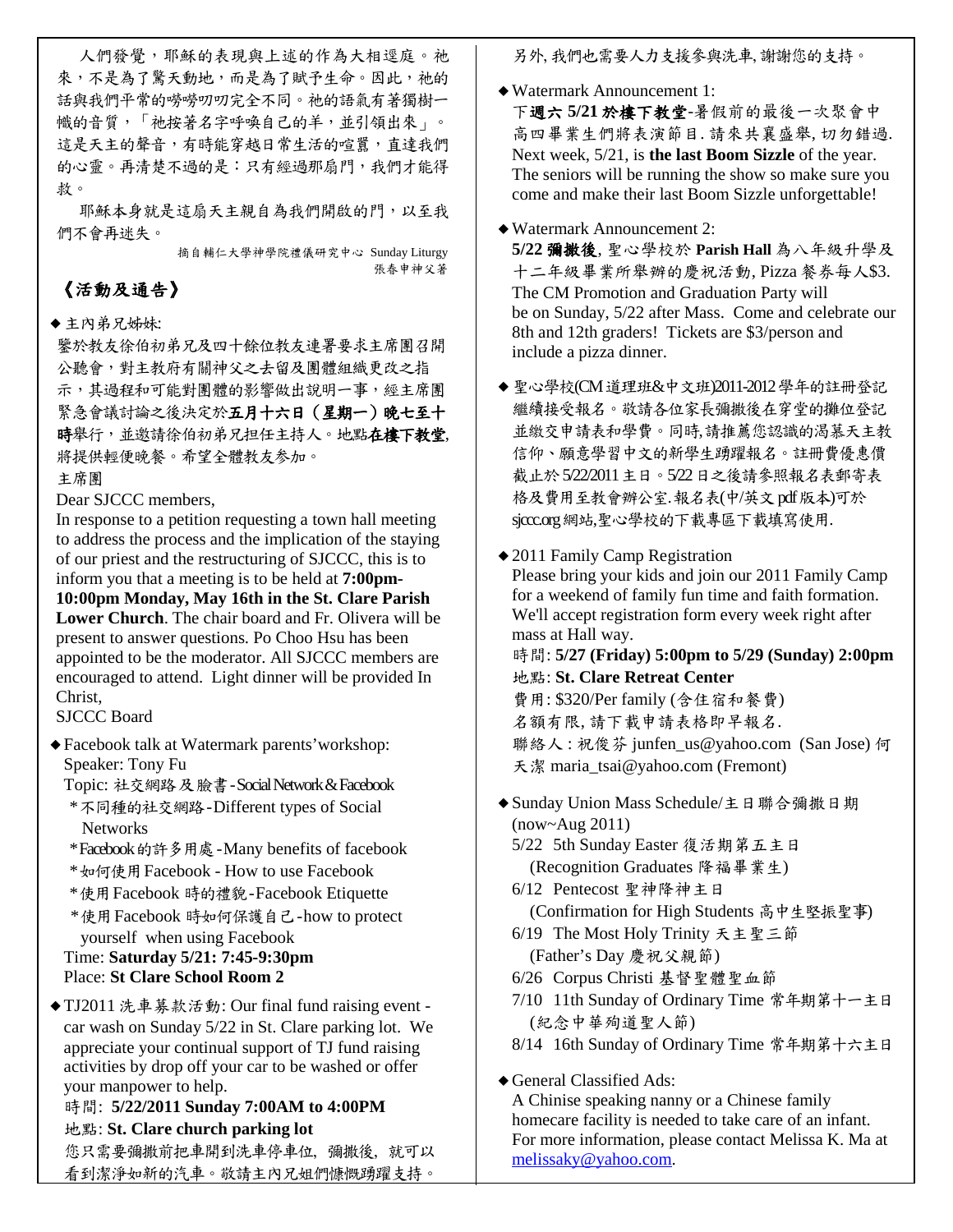人們發覺，耶穌的表現與上述的作為大相逕庭。祂來，不是為了驚天動地，而是為了賦予生命。因此，祂的話與我們平常的嘮嘮叨叨完全不同。祂的語氣有著獨樹一幟的音質，「祂按著名字呼喚自己的羊，並引領出來」。這是天主的聲音，有時能穿越日常生活的喧囂，直達我們的心靈。再清楚不過的是：只有經過那扇門，我們才能得救。

耶穌本身就是這扇天主親自為我們開啟的門，以至我們不會再迷失。

摘自輔仁大學神學院禮儀研究中心 Sunday Liturgy 張春申神父著

## 《活動及通告》

◆ 主內弟兄姊妹:

鑒於教友徐伯初弟兄及四十餘位教友連署要求主席團召開公聽會，對主教府有關神父之去留及團體組織更改之指示，其過程和可能對團體的影響做出說明一事，經主席團緊急會議討論之後決定於**五月十六日（星期一）晚七至十時**舉行，並邀請徐伯初弟兄担任主持人。地點**在樓下教堂**, 將提供輕便晚餐。希望全體教友參加。

主席團

Dear SJCCC members,

In response to a petition requesting a town hall meeting to address the process and the implication of the staying of our priest and the restructuring of SJCCC, this is to inform you that a meeting is to be held at **7:00pm-10:00pm Monday, May 16th in the St. Clare Parish Lower Church**. The chair board and Fr. Olivera will be present to answer questions. Po Choo Hsu has been appointed to be the moderator. All SJCCC members are encouraged to attend. Light dinner will be provided In Christ,

SJCCC Board

◆ Facebook talk at Watermark parents' workshop:
Speaker: Tony Fu
Topic: 社交網路及臉書-Social Network & Facebook
* 不同種的社交網路-Different types of Social Networks
* Facebook 的許多用處-Many benefits of facebook
* 如何使用 Facebook - How to use Facebook
* 使用 Facebook 時的禮貌-Facebook Etiquette
* 使用 Facebook 時如何保護自己-how to protect yourself when using Facebook

Time: **Saturday 5/21: 7:45-9:30pm**
Place: **St Clare School Room 2**

◆ TJ2011 洗車募款活動: Our final fund raising event - car wash on Sunday 5/22 in St. Clare parking lot. We appreciate your continual support of TJ fund raising activities by drop off your car to be washed or offer your manpower to help.
時間: **5/22/2011 Sunday 7:00AM to 4:00PM**
地點: **St. Clare church parking lot**
您只需要彌撒前把車開到洗車停車位, 彌撒後, 就可以看到潔淨如新的汽車。敬請主內兄姐們慷慨踴躍支持。另外, 我們也需要人力支援參與洗車, 謝謝您的支持。

◆ Watermark Announcement 1:
下**週六 5/21 於樓下教堂**-暑假前的最後一次聚會中高四畢業生們將表演節目. 請來共襄盛舉, 切勿錯過. Next week, 5/21, is **the last Boom Sizzle** of the year. The seniors will be running the show so make sure you come and make their last Boom Sizzle unforgettable!

◆ Watermark Announcement 2:
**5/22 彌撒後**, 聖心學校於 **Parish Hall** 為八年級升學及十二年級畢業所舉辦的慶祝活動, Pizza 餐券每人$3. The CM Promotion and Graduation Party will be on Sunday, 5/22 after Mass. Come and celebrate our 8th and 12th graders! Tickets are $3/person and include a pizza dinner.

◆ 聖心學校(CM 道理班&中文班)2011-2012 學年的註冊登記繼續接受報名。敬請各位家長彌撒後在穿堂的攤位登記並繳交申請表和學費。同時, 請推薦您認識的渴慕天主教信仰、願意學習中文的新學生踴躍報名。註冊費優惠價截止於 5/22/2011 主日。5/22 日之後請參照報名表郵寄表格及費用至教會辦公室. 報名表(中/英文 pdf 版本)可於 sjccc.org 網站,聖心學校的下載專區下載填寫使用.

◆ 2011 Family Camp Registration
Please bring your kids and join our 2011 Family Camp for a weekend of family fun time and faith formation. We'll accept registration form every week right after mass at Hall way.
時間: **5/27 (Friday) 5:00pm to 5/29 (Sunday) 2:00pm**
地點: **St. Clare Retreat Center**
費用: $320/Per family (含住宿和餐費)
名額有限, 請下載申請表格即早報名.
聯絡人 : 祝俊芬 junfen_us@yahoo.com (San Jose) 何天潔 maria_tsai@yahoo.com (Fremont)

◆ Sunday Union Mass Schedule/主日聯合彌撒日期 (now~Aug 2011)
5/22 5th Sunday Easter 復活期第五主日 (Recognition Graduates 降福畢業生)
6/12 Pentecost 聖神降神主日 (Confirmation for High Students 高中生堅振聖事)
6/19 The Most Holy Trinity 天主聖三節 (Father's Day 慶祝父親節)
6/26 Corpus Christi 基督聖體聖血節
7/10 11th Sunday of Ordinary Time 常年期第十一主日 (紀念中華殉道聖人節)
8/14 16th Sunday of Ordinary Time 常年期第十六主日

◆ General Classified Ads:
A Chinise speaking nanny or a Chinese family homecare facility is needed to take care of an infant. For more information, please contact Melissa K. Ma at melissaky@yahoo.com.